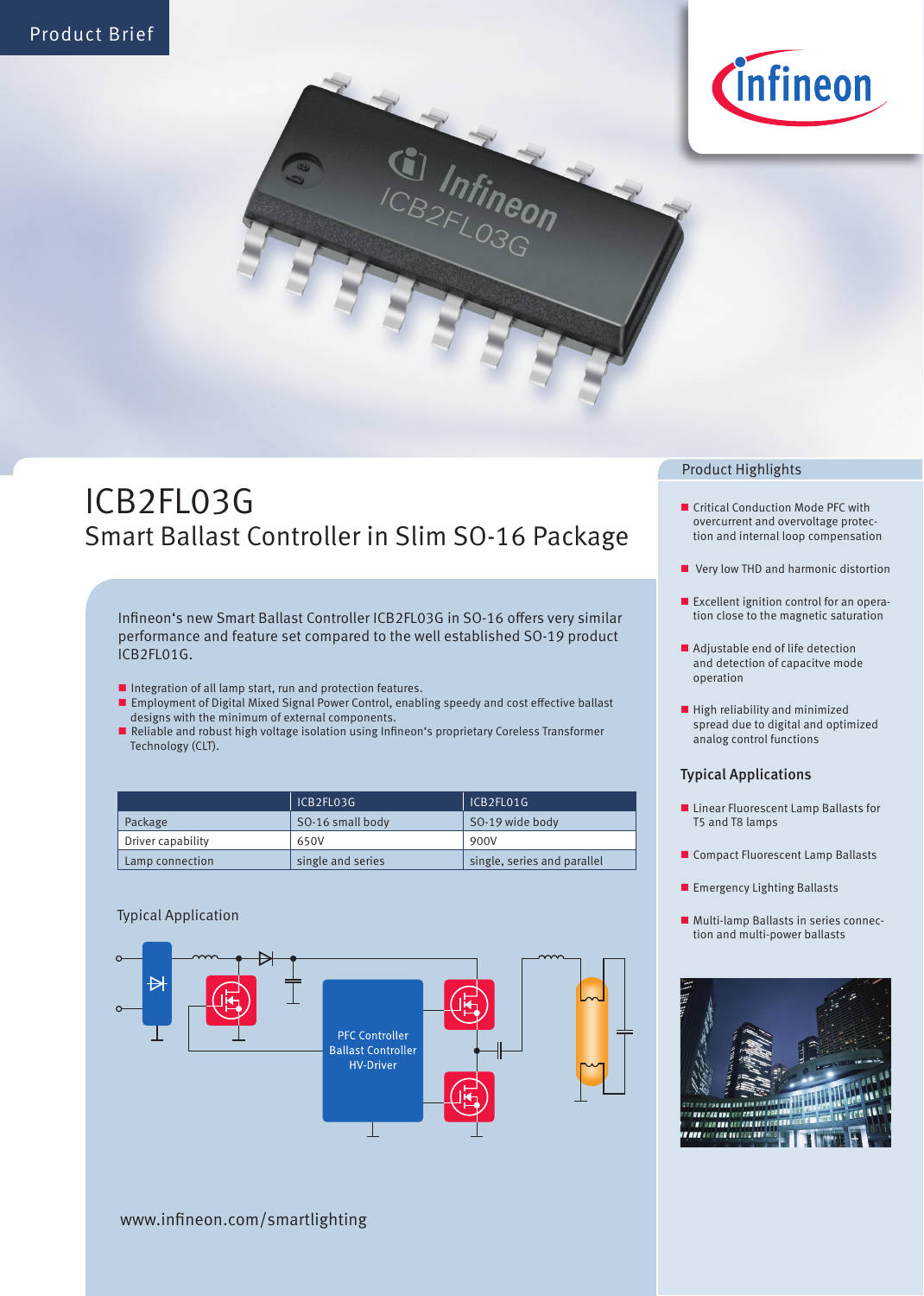Product Brief

# ICB2FL03G

## Smart Ballast Controller in Slim SO-16 Package

Infineon's new Smart Ballast Controller ICB2FL03G in SO-16 offers very similar performance and feature set compared to the well established SO-19 product ICB2FL01G.

- Integration of all lamp start, run and protection features.
- Employment of Digital Mixed Signal Power Control, enabling speedy and cost effective ballast designs with the minimum of external components.
- Reliable and robust high voltage isolation using Infineon's proprietary Coreless Transformer Technology (CLT).

| | ICB2FL03G | ICB2FL01G |
|---|---|---|
| Package | SO-16 small body | SO-19 wide body |
| Driver capability | 650V | 900V |
| Lamp connection | single and series | single, series and parallel |

### Typical Application

PFC Controller
Ballast Controller
HV-Driver

www.infineon.com/smartlighting

### Product Highlights

- Critical Conduction Mode PFC with overcurrent and overvoltage protection and internal loop compensation
- Very low THD and harmonic distortion
- Excellent ignition control for an operation close to the magnetic saturation
- Adjustable end of life detection and detection of capacitve mode operation
- High reliability and minimized spread due to digital and optimized analog control functions

### Typical Applications

- Linear Fluorescent Lamp Ballasts for T5 and T8 lamps
- Compact Fluorescent Lamp Ballasts
- Emergency Lighting Ballasts
- Multi-lamp Ballasts in series connection and multi-power ballasts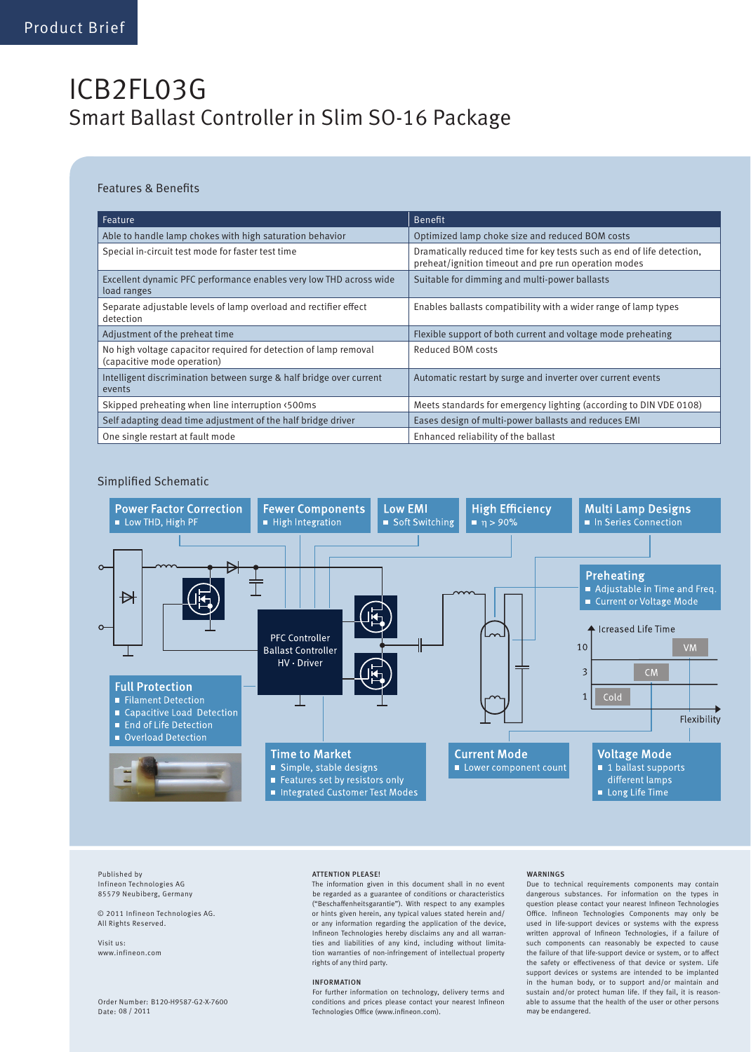Product Brief

# ICB2FL03G

## Smart Ballast Controller in Slim SO-16 Package

### Features & Benefits

| Feature | Benefit |
|---|---|
| Able to handle lamp chokes with high saturation behavior | Optimized lamp choke size and reduced BOM costs |
| Special in-circuit test mode for faster test time | Dramatically reduced time for key tests such as end of life detection, preheat/ignition timeout and pre run operation modes |
| Excellent dynamic PFC performance enables very low THD across wide load ranges | Suitable for dimming and multi-power ballasts |
| Separate adjustable levels of lamp overload and rectifier effect detection | Enables ballasts compatibility with a wider range of lamp types |
| Adjustment of the preheat time | Flexible support of both current and voltage mode preheating |
| No high voltage capacitor required for detection of lamp removal (capacitive mode operation) | Reduced BOM costs |
| Intelligent discrimination between surge & half bridge over current events | Automatic restart by surge and inverter over current events |
| Skipped preheating when line interruption ‹500ms | Meets standards for emergency lighting (according to DIN VDE 0108) |
| Self adapting dead time adjustment of the half bridge driver | Eases design of multi-power ballasts and reduces EMI |
| One single restart at fault mode | Enhanced reliability of the ballast |

### Simplified Schematic

**Power Factor Correction**
- Low THD, High PF

**Fewer Components**
- High Integration

**Low EMI**
- Soft Switching

**High Efficiency**
- η > 90%

**Multi Lamp Designs**
- In Series Connection

**Preheating**
- Adjustable in Time and Freq.
- Current or Voltage Mode

Icreased Life Time
10
3
1
VM
CM
Cold
Flexibility

PFC Controller
Ballast Controller
HV · Driver

**Full Protection**
- Filament Detection
- Capacitive Load Detection
- End of Life Detection
- Overload Detection

**Time to Market**
- Simple, stable designs
- Features set by resistors only
- Integrated Customer Test Modes

**Current Mode**
- Lower component count

**Voltage Mode**
- 1 ballast supports different lamps
- Long Life Time

---

Published by
Infineon Technologies AG
85579 Neubiberg, Germany

© 2011 Infineon Technologies AG.
All Rights Reserved.

Visit us:
www.infineon.com

Order Number: B120-H9587-G2-X-7600
Date: 08 / 2011

**ATTENTION PLEASE!**
The information given in this document shall in no event be regarded as a guarantee of conditions or characteristics ("Beschaffenheitsgarantie"). With respect to any examples or hints given herein, any typical values stated herein and/or any information regarding the application of the device, Infineon Technologies hereby disclaims any and all warranties and liabilities of any kind, including without limitation warranties of non-infringement of intellectual property rights of any third party.

**INFORMATION**
For further information on technology, delivery terms and conditions and prices please contact your nearest Infineon Technologies Office (www.infineon.com).

**WARNINGS**
Due to technical requirements components may contain dangerous substances. For information on the types in question please contact your nearest Infineon Technologies Office. Infineon Technologies Components may only be used in life-support devices or systems with the express written approval of Infineon Technologies, if a failure of such components can reasonably be expected to cause the failure of that life-support device or system, or to affect the safety or effectiveness of that device or system. Life support devices or systems are intended to be implanted in the human body, or to support and/or maintain and sustain and/or protect human life. If they fail, it is reasonable to assume that the health of the user or other persons may be endangered.